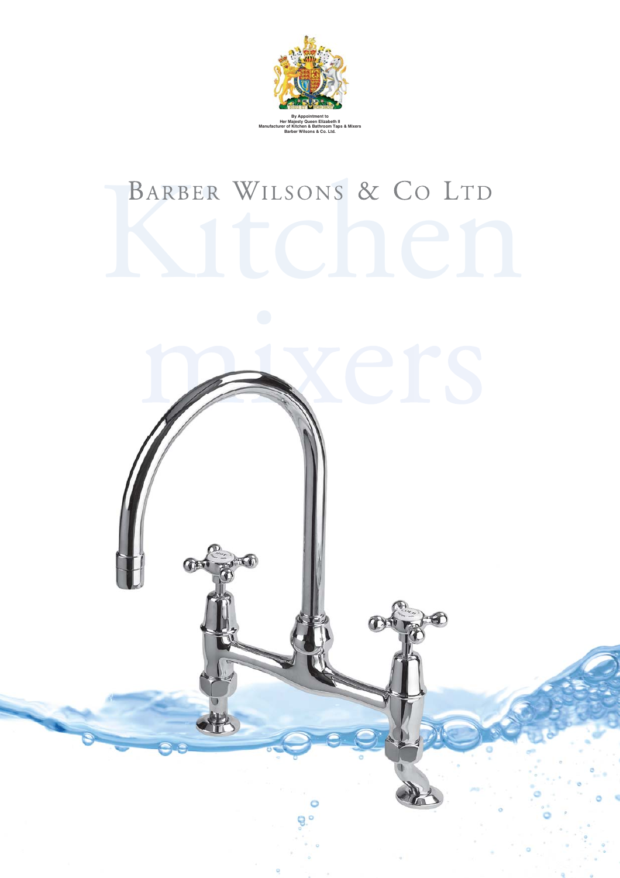By Appointment to
Her Majesty Queen Elizabeth II
Manufacturer of Kitchen & Bathroom Taps & Mixers
Barber Wilsons & Co. Ltd.

# BARBER WILSONS & CO LTD

# Kitchen mixers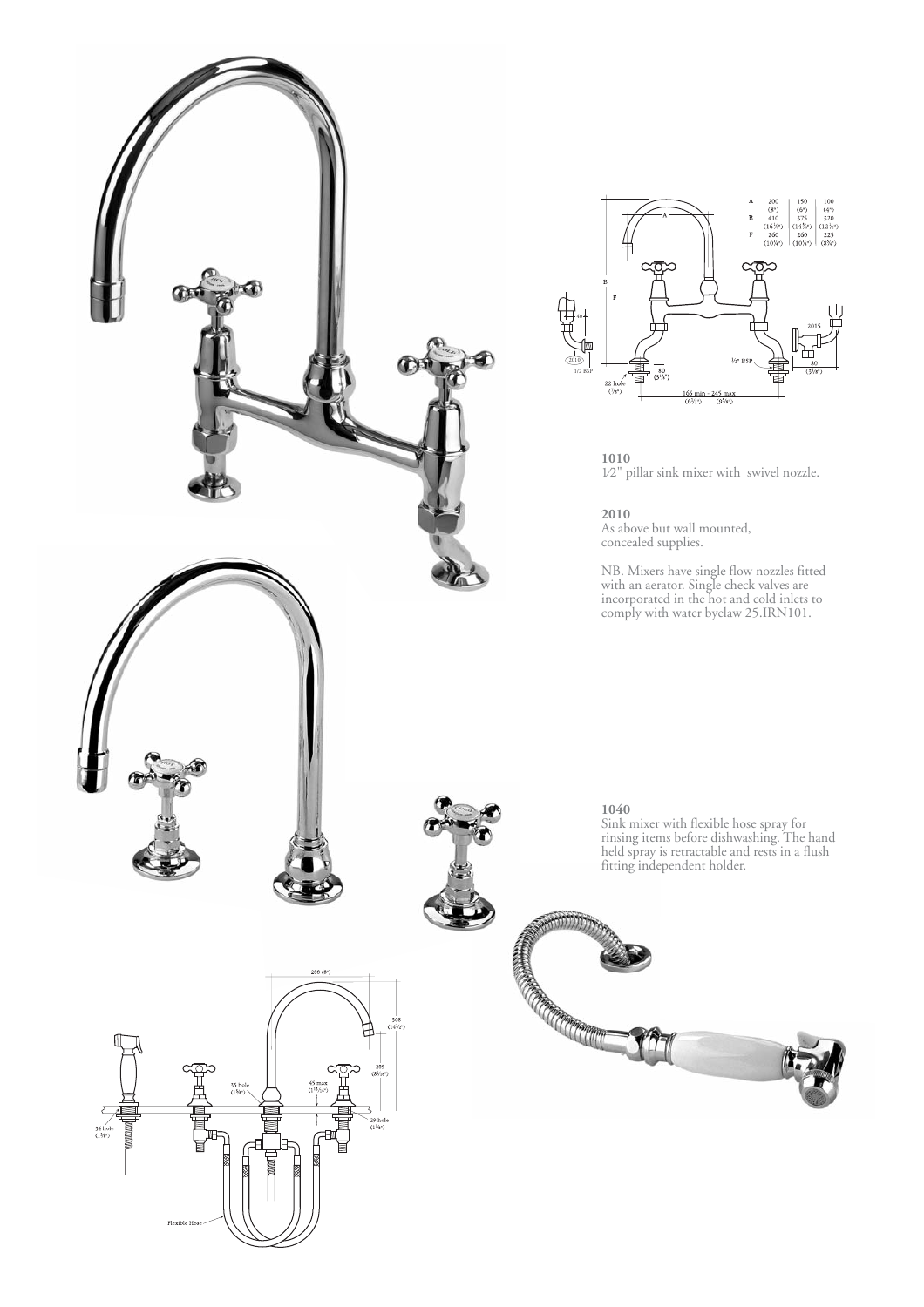**1010**

1⁄2" pillar sink mixer with swivel nozzle.

**2010**

As above but wall mounted, concealed supplies.

NB. Mixers have single flow nozzles fitted with an aerator. Single check valves are incorporated in the hot and cold inlets to comply with water byelaw 25.IRN101.

**1040**

Sink mixer with flexible hose spray for rinsing items before dishwashing. The hand held spray is retractable and rests in a flush fitting independent holder.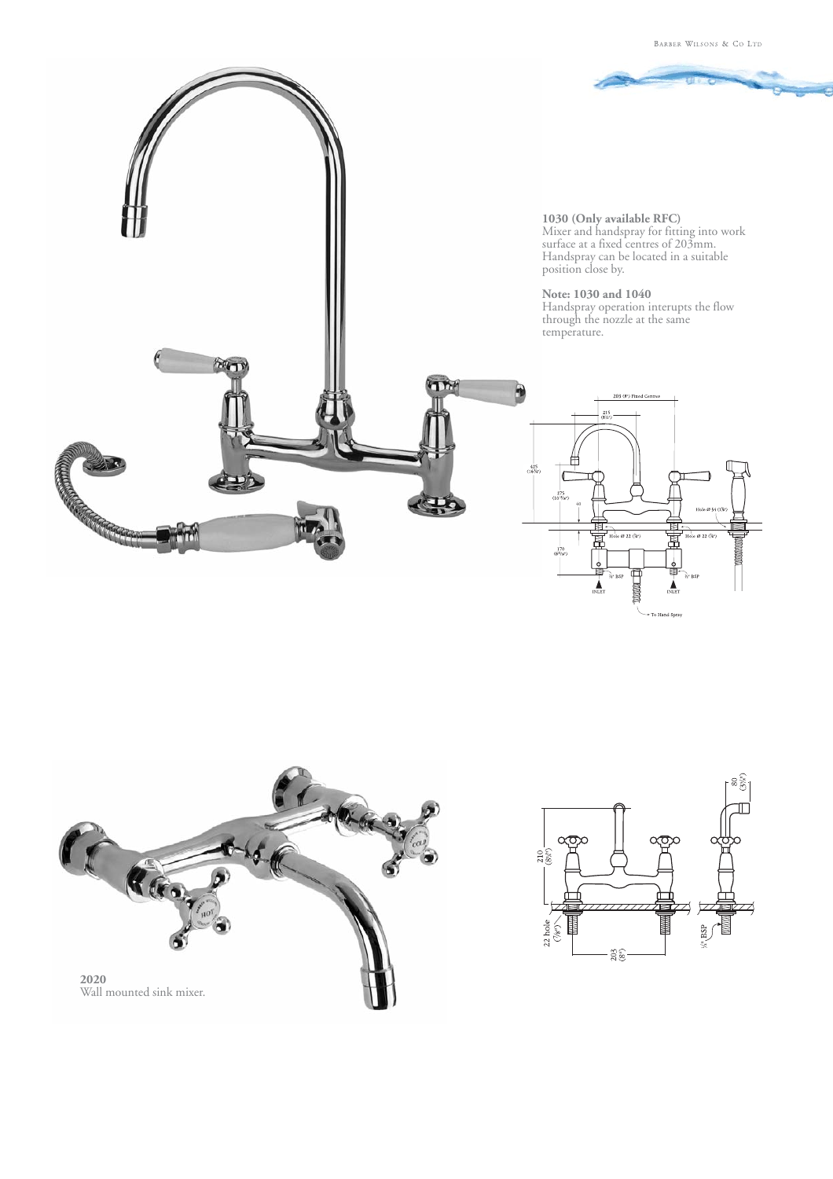**1030 (Only available RFC)**
Mixer and handspray for fitting into work surface at a fixed centres of 203mm. Handspray can be located in a suitable position close by.

**Note: 1030 and 1040**
Handspray operation interupts the flow through the nozzle at the same temperature.

**2020**
Wall mounted sink mixer.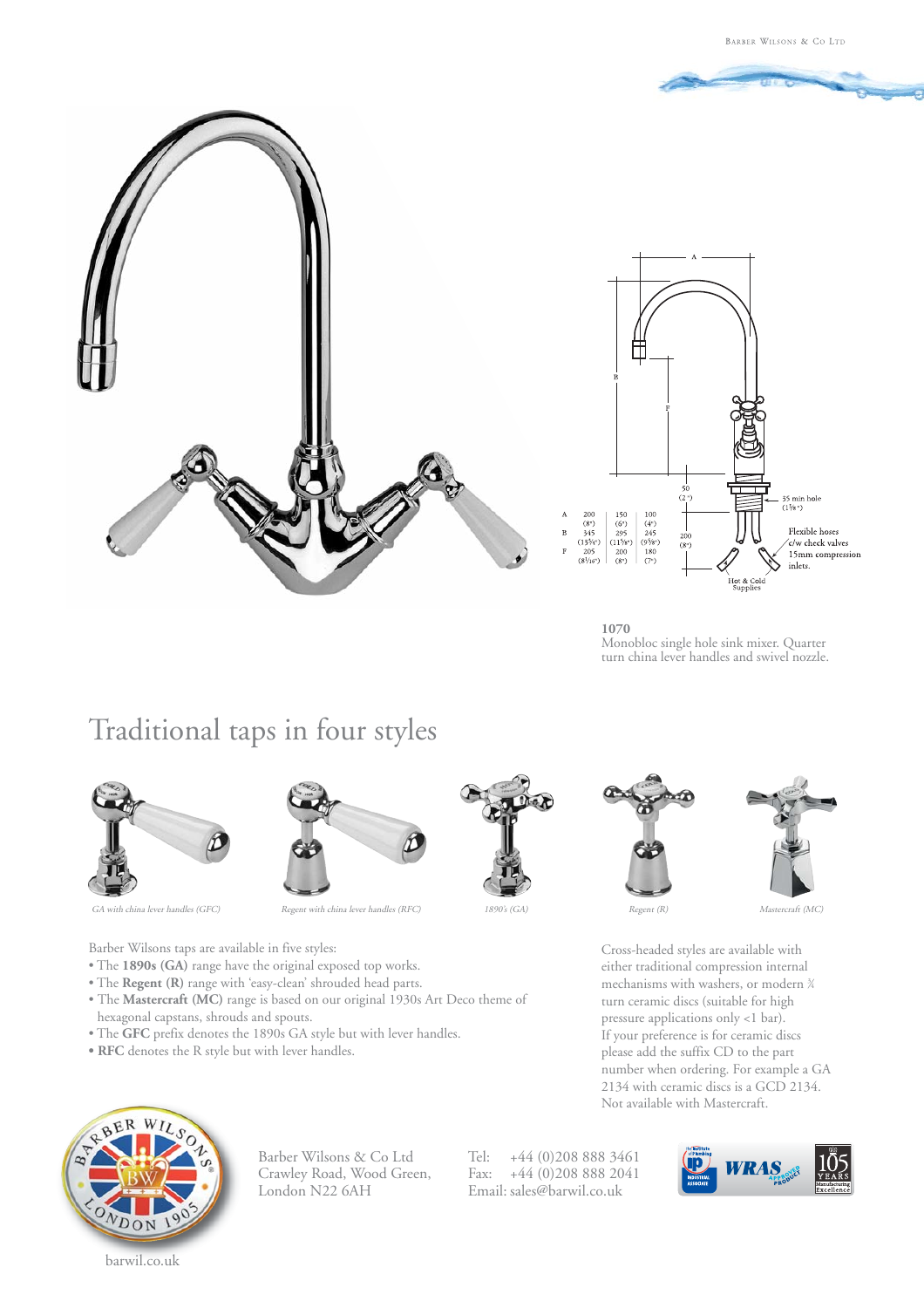A | 200 (8") | 150 (6") | 100 (4")
B | 345 (13¾") | 295 (11⅝") | 245 (9⅝")
F | 205 (8¹/₁₆") | 200 (8") | 180 (7")

50 (2")

35 min hole (1⅜")

200 (8")

Flexible hoses c/w check valves 15mm compression inlets.

Hot & Cold Supplies

**1070**
Monobloc single hole sink mixer. Quarter turn china lever handles and swivel nozzle.

# Traditional taps in four styles

*GA with china lever handles (GFC)*

*Regent with china lever handles (RFC)*

*1890's (GA)*

*Regent (R)*

*Mastercraft (MC)*

Barber Wilsons taps are available in five styles:

- The **1890s (GA)** range have the original exposed top works.
- The **Regent (R)** range with 'easy-clean' shrouded head parts.
- The **Mastercraft (MC)** range is based on our original 1930s Art Deco theme of hexagonal capstans, shrouds and spouts.
- The **GFC** prefix denotes the 1890s GA style but with lever handles.
- **RFC** denotes the R style but with lever handles.

Cross-headed styles are available with either traditional compression internal mechanisms with washers, or modern ¼ turn ceramic discs (suitable for high pressure applications only <1 bar). If your preference is for ceramic discs please add the suffix CD to the part number when ordering. For example a GA 2134 with ceramic discs is a GCD 2134. Not available with Mastercraft.

Barber Wilsons & Co Ltd
Crawley Road, Wood Green,
London N22 6AH

Tel: +44 (0)208 888 3461
Fax: +44 (0)208 888 2041
Email: sales@barwil.co.uk

barwil.co.uk